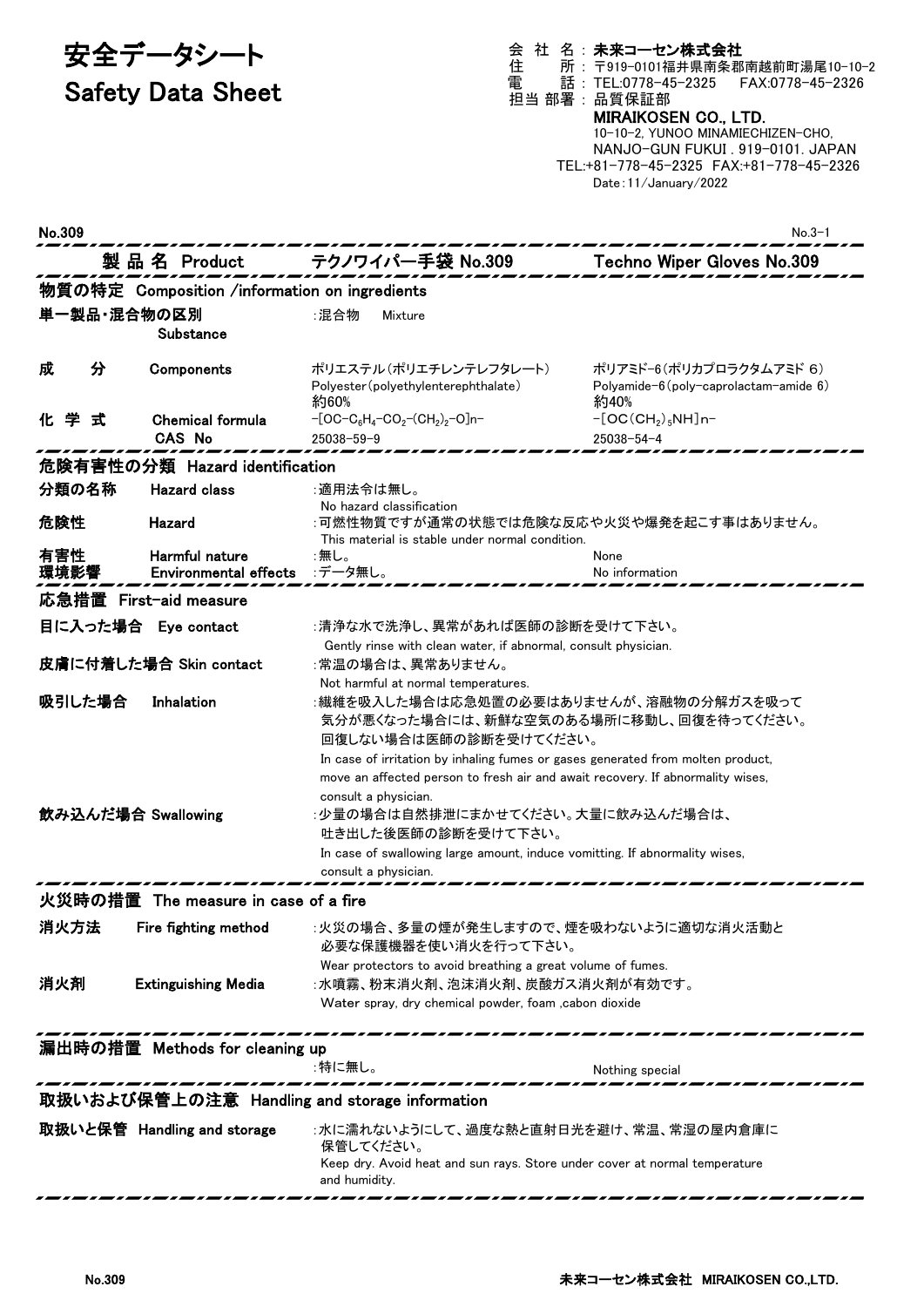# 安全データシート
# Safety Data Sheet

会 社 名：**未来コーセン株式会社**
住　　所：〒919-0101福井県南条郡南越前町湯尾10-10-2
電　　話：TEL:0778-45-2325　FAX:0778-45-2326
担当 部署：品質保証部

**MIRAIKOSEN CO., LTD.**
10-10-2, YUNOO MINAMIECHIZEN-CHO,
NANJO-GUN FUKUI . 919-0101. JAPAN
TEL:+81-778-45-2325　FAX:+81-778-45-2326
Date : 11/January/2022

No.309

| 製品名 Product | テクノワイパー手袋 No.309 | Techno Wiper Gloves No.309 |
|---|---|---|

## 物質の特定 Composition /information on ingredients

| | | | |
|---|---|---|---|
| 単一製品・混合物の区別 Substance | | :混合物　Mixture | |
| 成　分 | Components | ポリエステル(ポリエチレンテレフタレート) Polyester(polyethyleneterephthalate) 約60% | ポリアミド-6(ポリカプロラクタムアミド 6) Polyamide-6(poly-caprolactam-amide 6) 約40% |
| 化 学 式 | Chemical formula | $-[OC-C_6H_4-CO_2-(CH_2)_2-O]n-$ | $-[OC(CH_2)_5NH]n-$ |
| | CAS No | 25038-59-9 | 25038-54-4 |

## 危険有害性の分類 Hazard identification

| | | | |
|---|---|---|---|
| 分類の名称 | Hazard class | :適用法令は無し。 No hazard classification | |
| 危険性 | Hazard | :可燃性物質ですが通常の状態では危険な反応や火災や爆発を起こす事はありません。 This material is stable under normal condition. | |
| 有害性 | Harmful nature | :無し。 | None |
| 環境影響 | Environmental effects | :データ無し。 | No information |

## 応急措置 First-aid measure

**目に入った場合 Eye contact**
:清浄な水で洗浄し、異常があれば医師の診断を受けて下さい。
Gently rinse with clean water, if abnormal, consult physician.

**皮膚に付着した場合 Skin contact**
:常温の場合は、異常ありません。
Not harmful at normal temperatures.

**吸引した場合 Inhalation**
:繊維を吸入した場合は応急処置の必要はありませんが、溶融物の分解ガスを吸って気分が悪くなった場合には、新鮮な空気のある場所に移動し、回復を待ってください。回復しない場合は医師の診断を受けてください。
In case of irritation by inhaling fumes or gases generated from molten product, move an affected person to fresh air and await recovery. If abnormality wises, consult a physician.

**飲み込んだ場合 Swallowing**
:少量の場合は自然排泄にまかせてください。大量に飲み込んだ場合は、吐き出した後医師の診断を受けて下さい。
In case of swallowing large amount, induce vomitting. If abnormality wises, consult a physician.

## 火災時の措置 The measure in case of a fire

**消火方法 Fire fighting method**
:火災の場合、多量の煙が発生しますので、煙を吸わないように適切な消火活動と必要な保護機器を使い消火を行って下さい。
Wear protectors to avoid breathing a great volume of fumes.

**消火剤 Extinguishing Media**
:水噴霧、粉末消火剤、泡沫消火剤、炭酸ガス消火剤が有効です。
Water spray, dry chemical powder, foam ,cabon dioxide

## 漏出時の措置 Methods for cleaning up

:特に無し。　Nothing special

## 取扱いおよび保管上の注意 Handling and storage information

**取扱いと保管 Handling and storage**
:水に濡れないようにして、過度な熱と直射日光を避け、常温、常湿の屋内倉庫に保管してください。
Keep dry. Avoid heat and sun rays. Store under cover at normal temperature and humidity.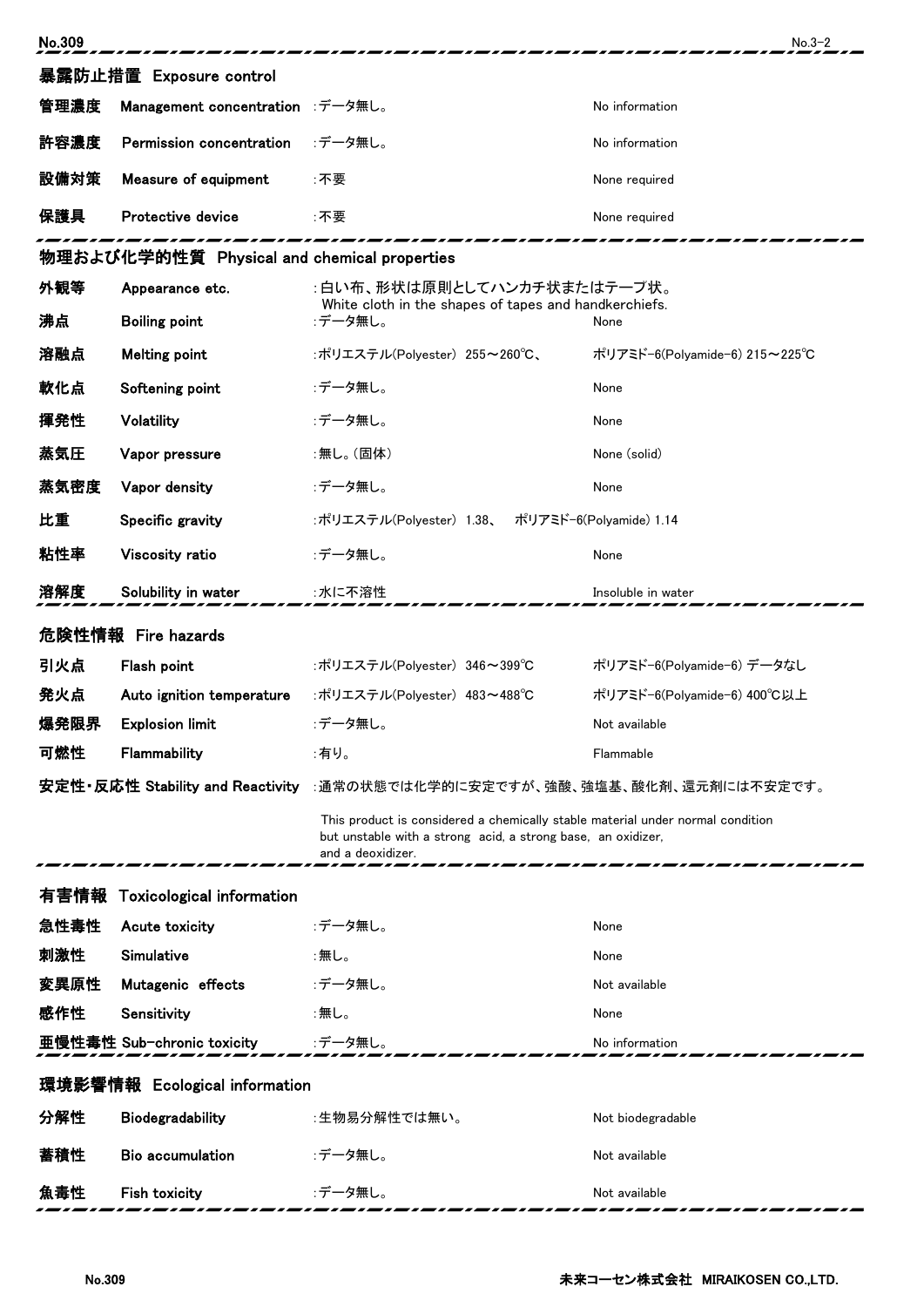## 暴露防止措置 Exposure control

| | | | |
|---|---|---|---|
| 管理濃度 | Management concentration | :データ無し。 | No information |
| 許容濃度 | Permission concentration | :データ無し。 | No information |
| 設備対策 | Measure of equipment | :不要 | None required |
| 保護具 | Protective device | :不要 | None required |

## 物理および化学的性質 Physical and chemical properties

| | | | |
|---|---|---|---|
| 外観等 | Appearance etc. | :白い布、形状は原則としてハンカチ状またはテープ状。 White cloth in the shapes of tapes and handkerchiefs. | |
| 沸点 | Boiling point | :データ無し。 | None |
| 溶融点 | Melting point | :ポリエステル(Polyester) 255～260℃、 | ポリアミド-6(Polyamide-6) 215～225℃ |
| 軟化点 | Softening point | :データ無し。 | None |
| 揮発性 | Volatility | :データ無し。 | None |
| 蒸気圧 | Vapor pressure | :無し。(固体) | None (solid) |
| 蒸気密度 | Vapor density | :データ無し。 | None |
| 比重 | Specific gravity | :ポリエステル(Polyester) 1.38、 ポリアミド-6(Polyamide) 1.14 | |
| 粘性率 | Viscosity ratio | :データ無し。 | None |
| 溶解度 | Solubility in water | :水に不溶性 | Insoluble in water |

## 危険性情報 Fire hazards

| | | | |
|---|---|---|---|
| 引火点 | Flash point | :ポリエステル(Polyester) 346～399℃ | ポリアミド-6(Polyamide-6) データなし |
| 発火点 | Auto ignition temperature | :ポリエステル(Polyester) 483～488℃ | ポリアミド-6(Polyamide-6) 400℃以上 |
| 爆発限界 | Explosion limit | :データ無し。 | Not available |
| 可燃性 | Flammability | :有り。 | Flammable |

**安定性・反応性 Stability and Reactivity** :通常の状態では化学的に安定ですが、強酸、強塩基、酸化剤、還元剤には不安定です。

This product is considered a chemically stable material under normal condition but unstable with a strong acid, a strong base, an oxidizer, and a deoxidizer.

## 有害情報 Toxicological information

| | | | |
|---|---|---|---|
| 急性毒性 | Acute toxicity | :データ無し。 | None |
| 刺激性 | Simulative | :無し。 | None |
| 変異原性 | Mutagenic effects | :データ無し。 | Not available |
| 感作性 | Sensitivity | :無し。 | None |
| 亜慢性毒性 | Sub-chronic toxicity | :データ無し。 | No information |

## 環境影響情報 Ecological information

| | | | |
|---|---|---|---|
| 分解性 | Biodegradability | :生物易分解性では無い。 | Not biodegradable |
| 蓄積性 | Bio accumulation | :データ無し。 | Not available |
| 魚毒性 | Fish toxicity | :データ無し。 | Not available |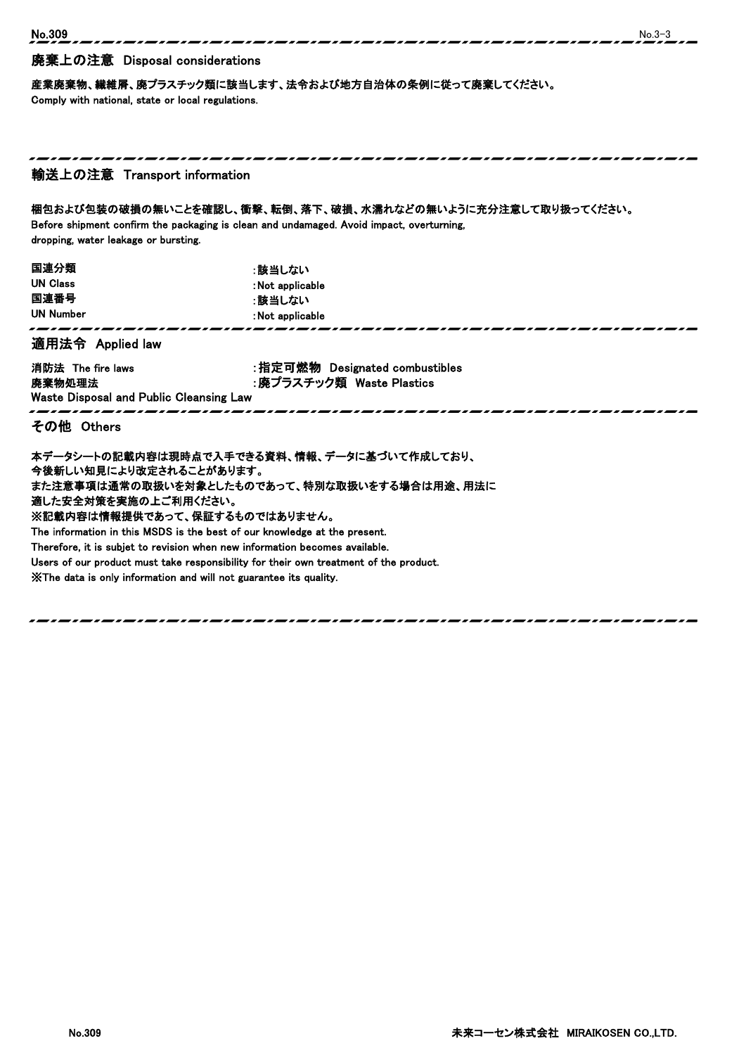## 廃棄上の注意　Disposal considerations

産業廃棄物、繊維屑、廃プラスチック類に該当します、法令および地方自治体の条例に従って廃棄してください。
Comply with national, state or local regulations.

## 輸送上の注意　Transport information

梱包および包装の破損の無いことを確認し、衝撃、転倒、落下、破損、水濡れなどの無いように充分注意して取り扱ってください。
Before shipment confirm the packaging is clean and undamaged. Avoid impact, overturning, dropping, water leakage or bursting.

| | |
|---|---|
| 国連分類 | :該当しない |
| UN Class | :Not applicable |
| 国連番号 | :該当しない |
| UN Number | :Not applicable |

## 適用法令　Applied law

| | |
|---|---|
| 消防法　The fire laws | :指定可燃物　Designated combustibles |
| 廃棄物処理法 Waste Disposal and Public Cleansing Law | :廃プラスチック類　Waste Plastics |

## その他　Others

本データシートの記載内容は現時点で入手できる資料、情報、データに基づいて作成しており、
今後新しい知見により改定されることがあります。
また注意事項は通常の取扱いを対象としたものであって、特別な取扱いをする場合は用途、用法に
適した安全対策を実施の上ご利用ください。
※記載内容は情報提供であって、保証するものではありません。
The information in this MSDS is the best of our knowledge at the present.
Therefore, it is subjet to revision when new information becomes available.
Users of our product must take responsibility for their own treatment of the product.
※The data is only information and will not guarantee its quality.

未来コーセン株式会社　MIRAIKOSEN CO.,LTD.